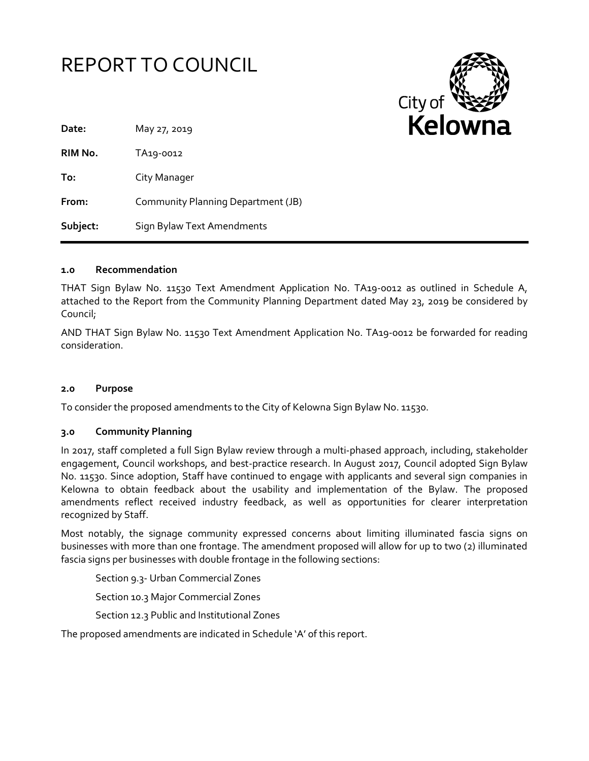# REPORT TO COUNCIL

City of Kelowna

| | |
|---|---|
| **Date:** | May 27, 2019 |
| **RIM No.** | TA19-0012 |
| **To:** | City Manager |
| **From:** | Community Planning Department (JB) |
| **Subject:** | Sign Bylaw Text Amendments |

### 1.0 Recommendation

THAT Sign Bylaw No. 11530 Text Amendment Application No. TA19-0012 as outlined in Schedule A, attached to the Report from the Community Planning Department dated May 23, 2019 be considered by Council;

AND THAT Sign Bylaw No. 11530 Text Amendment Application No. TA19-0012 be forwarded for reading consideration.

### 2.0 Purpose

To consider the proposed amendments to the City of Kelowna Sign Bylaw No. 11530.

### 3.0 Community Planning

In 2017, staff completed a full Sign Bylaw review through a multi-phased approach, including, stakeholder engagement, Council workshops, and best-practice research. In August 2017, Council adopted Sign Bylaw No. 11530. Since adoption, Staff have continued to engage with applicants and several sign companies in Kelowna to obtain feedback about the usability and implementation of the Bylaw. The proposed amendments reflect received industry feedback, as well as opportunities for clearer interpretation recognized by Staff.

Most notably, the signage community expressed concerns about limiting illuminated fascia signs on businesses with more than one frontage. The amendment proposed will allow for up to two (2) illuminated fascia signs per businesses with double frontage in the following sections:

Section 9.3- Urban Commercial Zones

Section 10.3 Major Commercial Zones

Section 12.3 Public and Institutional Zones

The proposed amendments are indicated in Schedule 'A' of this report.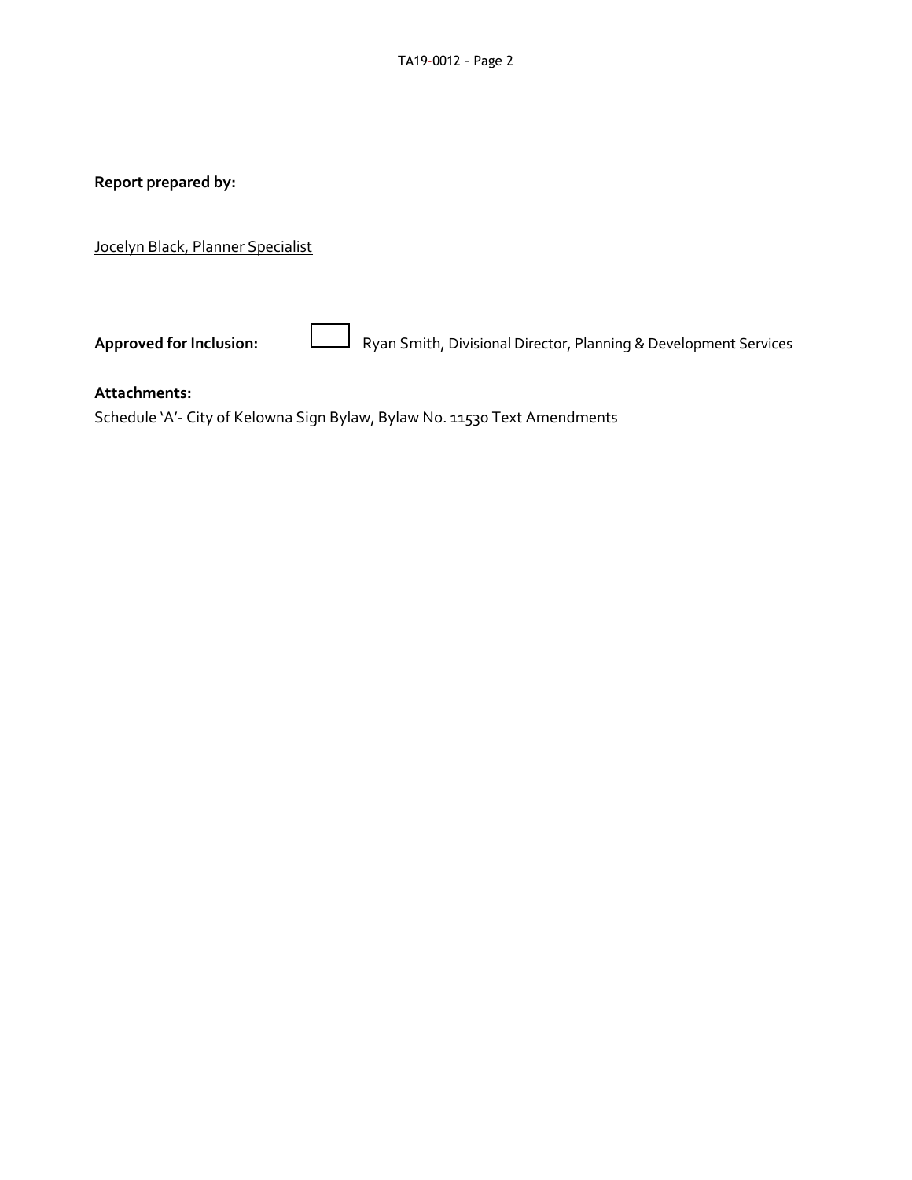**Report prepared by:**

Jocelyn Black, Planner Specialist

**Approved for Inclusion:** ☐ Ryan Smith, Divisional Director, Planning & Development Services

**Attachments:**

Schedule 'A'- City of Kelowna Sign Bylaw, Bylaw No. 11530 Text Amendments